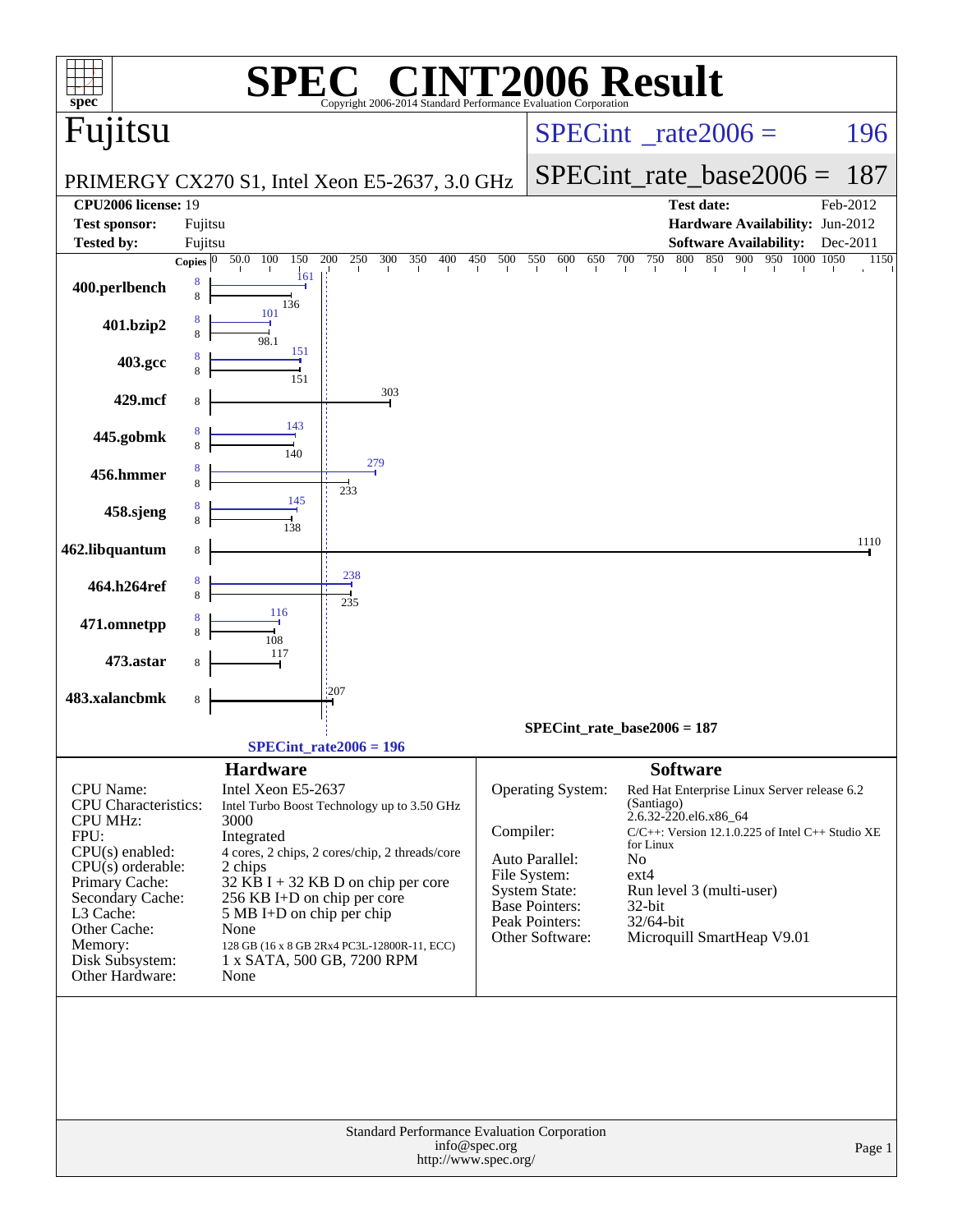# SPEC CINT2006 Result

Copyright 2006-2014 Standard Performance Evaluation Corporation

**Fujitsu**

PRIMERGY CX270 S1, Intel Xeon E5-2637, 3.0 GHz

SPECint_rate2006 = 196

SPECint_rate_base2006 = 187

| | | | |
|---|---|---|---|
| **CPU2006 license:** | 19 | **Test date:** | Feb-2012 |
| **Test sponsor:** | Fujitsu | **Hardware Availability:** | Jun-2012 |
| **Tested by:** | Fujitsu | **Software Availability:** | Dec-2011 |

| Benchmark | Copies (peak) | Peak | Copies (base) | Base |
|---|---|---|---|---|
| 400.perlbench | 8 | 161 | 8 | 136 |
| 401.bzip2 | 8 | 101 | 8 | 98.1 |
| 403.gcc | 8 | 151 | 8 | 151 |
| 429.mcf | | | 8 | 303 |
| 445.gobmk | 8 | 143 | 8 | 140 |
| 456.hmmer | 8 | 279 | 8 | 233 |
| 458.sjeng | 8 | 145 | 8 | 138 |
| 462.libquantum | | | 8 | 1110 |
| 464.h264ref | 8 | 238 | 8 | 235 |
| 471.omnetpp | 8 | 116 | 8 | 108 |
| 473.astar | | | 8 | 117 |
| 483.xalancbmk | | | 8 | 207 |

SPECint_rate_base2006 = 187

SPECint_rate2006 = 196

## Hardware

| | |
|---|---|
| CPU Name: | Intel Xeon E5-2637 |
| CPU Characteristics: | Intel Turbo Boost Technology up to 3.50 GHz |
| CPU MHz: | 3000 |
| FPU: | Integrated |
| CPU(s) enabled: | 4 cores, 2 chips, 2 cores/chip, 2 threads/core |
| CPU(s) orderable: | 2 chips |
| Primary Cache: | 32 KB I + 32 KB D on chip per core |
| Secondary Cache: | 256 KB I+D on chip per core |
| L3 Cache: | 5 MB I+D on chip per chip |
| Other Cache: | None |
| Memory: | 128 GB (16 x 8 GB 2Rx4 PC3L-12800R-11, ECC) |
| Disk Subsystem: | 1 x SATA, 500 GB, 7200 RPM |
| Other Hardware: | None |

## Software

| | |
|---|---|
| Operating System: | Red Hat Enterprise Linux Server release 6.2 (Santiago) 2.6.32-220.el6.x86_64 |
| Compiler: | C/C++: Version 12.1.0.225 of Intel C++ Studio XE for Linux |
| Auto Parallel: | No |
| File System: | ext4 |
| System State: | Run level 3 (multi-user) |
| Base Pointers: | 32-bit |
| Peak Pointers: | 32/64-bit |
| Other Software: | Microquill SmartHeap V9.01 |

Standard Performance Evaluation Corporation
info@spec.org
http://www.spec.org/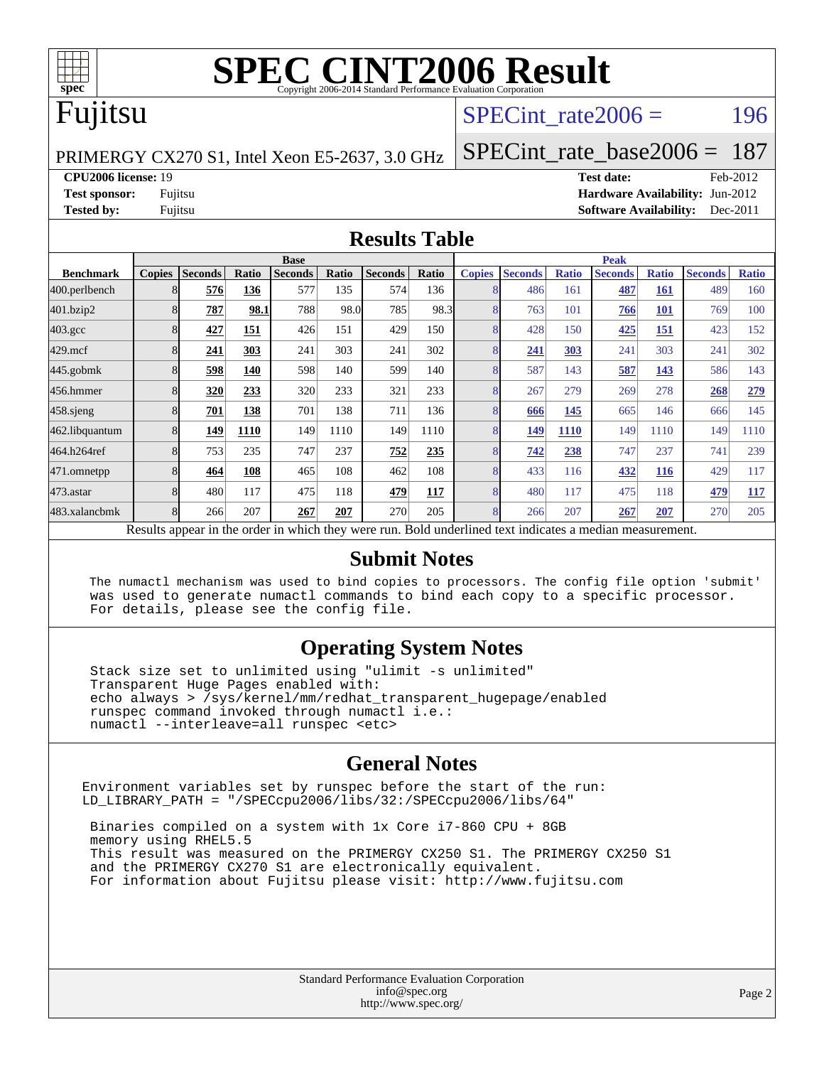# SPEC CINT2006 Result

Copyright 2006-2014 Standard Performance Evaluation Corporation

# Fujitsu

PRIMERGY CX270 S1, Intel Xeon E5-2637, 3.0 GHz

SPECint_rate2006 = 196

SPECint_rate_base2006 = 187

**CPU2006 license:** 19
**Test sponsor:** Fujitsu
**Tested by:** Fujitsu

**Test date:** Feb-2012
**Hardware Availability:** Jun-2012
**Software Availability:** Dec-2011

## Results Table

| | Base | | | | | | | Peak | | | | | | |
|---|---|---|---|---|---|---|---|---|---|---|---|---|---|---|
| **Benchmark** | **Copies** | **Seconds** | **Ratio** | **Seconds** | **Ratio** | **Seconds** | **Ratio** | **Copies** | **Seconds** | **Ratio** | **Seconds** | **Ratio** | **Seconds** | **Ratio** |
| 400.perlbench | 8 | **576** | **136** | 577 | 135 | 574 | 136 | 8 | 486 | 161 | **487** | **161** | 489 | 160 |
| 401.bzip2 | 8 | **787** | **98.1** | 788 | 98.0 | 785 | 98.3 | 8 | 763 | 101 | **766** | **101** | 769 | 100 |
| 403.gcc | 8 | **427** | **151** | 426 | 151 | 429 | 150 | 8 | 428 | 150 | **425** | **151** | 423 | 152 |
| 429.mcf | 8 | **241** | **303** | 241 | 303 | 241 | 302 | 8 | **241** | **303** | 241 | 303 | 241 | 302 |
| 445.gobmk | 8 | **598** | **140** | 598 | 140 | 599 | 140 | 8 | 587 | 143 | **587** | **143** | 586 | 143 |
| 456.hmmer | 8 | **320** | **233** | 320 | 233 | 321 | 233 | 8 | 267 | 279 | 269 | 278 | **268** | **279** |
| 458.sjeng | 8 | **701** | **138** | 701 | 138 | 711 | 136 | 8 | **666** | **145** | 665 | 146 | 666 | 145 |
| 462.libquantum | 8 | **149** | **1110** | 149 | 1110 | 149 | 1110 | 8 | **149** | **1110** | 149 | 1110 | 149 | 1110 |
| 464.h264ref | 8 | 753 | 235 | 747 | 237 | **752** | **235** | 8 | **742** | **238** | 747 | 237 | 741 | 239 |
| 471.omnetpp | 8 | **464** | **108** | 465 | 108 | 462 | 108 | 8 | 433 | 116 | **432** | **116** | 429 | 117 |
| 473.astar | 8 | 480 | 117 | 475 | 118 | **479** | **117** | 8 | 480 | 117 | 475 | 118 | **479** | **117** |
| 483.xalancbmk | 8 | 266 | 207 | **267** | **207** | 270 | 205 | 8 | 266 | 207 | **267** | **207** | 270 | 205 |

Results appear in the order in which they were run. Bold underlined text indicates a median measurement.

## Submit Notes

```
The numactl mechanism was used to bind copies to processors. The config file option 'submit'
was used to generate numactl commands to bind each copy to a specific processor.
For details, please see the config file.
```

## Operating System Notes

```
Stack size set to unlimited using "ulimit -s unlimited"
Transparent Huge Pages enabled with:
echo always > /sys/kernel/mm/redhat_transparent_hugepage/enabled
runspec command invoked through numactl i.e.:
numactl --interleave=all runspec <etc>
```

## General Notes

```
Environment variables set by runspec before the start of the run:
LD_LIBRARY_PATH = "/SPECcpu2006/libs/32:/SPECcpu2006/libs/64"

 Binaries compiled on a system with 1x Core i7-860 CPU + 8GB
 memory using RHEL5.5
 This result was measured on the PRIMERGY CX250 S1. The PRIMERGY CX250 S1
 and the PRIMERGY CX270 S1 are electronically equivalent.
 For information about Fujitsu please visit: http://www.fujitsu.com
```

Standard Performance Evaluation Corporation
info@spec.org
http://www.spec.org/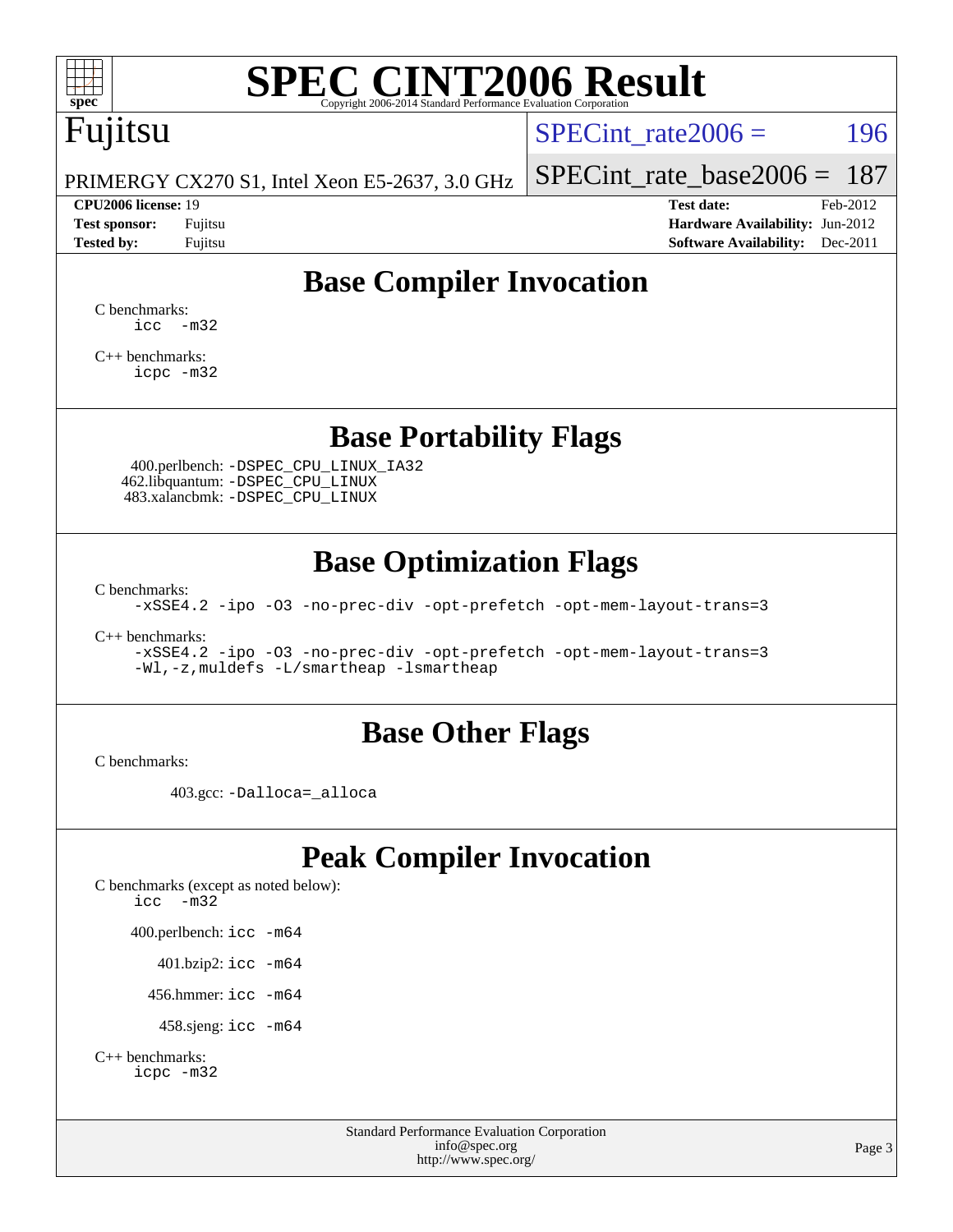# SPEC CINT2006 Result

Copyright 2006-2014 Standard Performance Evaluation Corporation

Fujitsu

PRIMERGY CX270 S1, Intel Xeon E5-2637, 3.0 GHz

SPECint_rate2006 = 196

SPECint_rate_base2006 = 187

**CPU2006 license:** 19
**Test sponsor:** Fujitsu
**Tested by:** Fujitsu

**Test date:** Feb-2012
**Hardware Availability:** Jun-2012
**Software Availability:** Dec-2011

## Base Compiler Invocation

C benchmarks:
```
icc  -m32
```

C++ benchmarks:
```
icpc -m32
```

## Base Portability Flags

400.perlbench: `-DSPEC_CPU_LINUX_IA32`
462.libquantum: `-DSPEC_CPU_LINUX`
483.xalancbmk: `-DSPEC_CPU_LINUX`

## Base Optimization Flags

C benchmarks:
```
-xSSE4.2 -ipo -O3 -no-prec-div -opt-prefetch -opt-mem-layout-trans=3
```

C++ benchmarks:
```
-xSSE4.2 -ipo -O3 -no-prec-div -opt-prefetch -opt-mem-layout-trans=3
-Wl,-z,muldefs -L/smartheap -lsmartheap
```

## Base Other Flags

C benchmarks:

403.gcc: `-Dalloca=_alloca`

## Peak Compiler Invocation

C benchmarks (except as noted below):
```
icc  -m32
```

400.perlbench: `icc -m64`

401.bzip2: `icc -m64`

456.hmmer: `icc -m64`

458.sjeng: `icc -m64`

C++ benchmarks:
```
icpc -m32
```

Standard Performance Evaluation Corporation
info@spec.org
http://www.spec.org/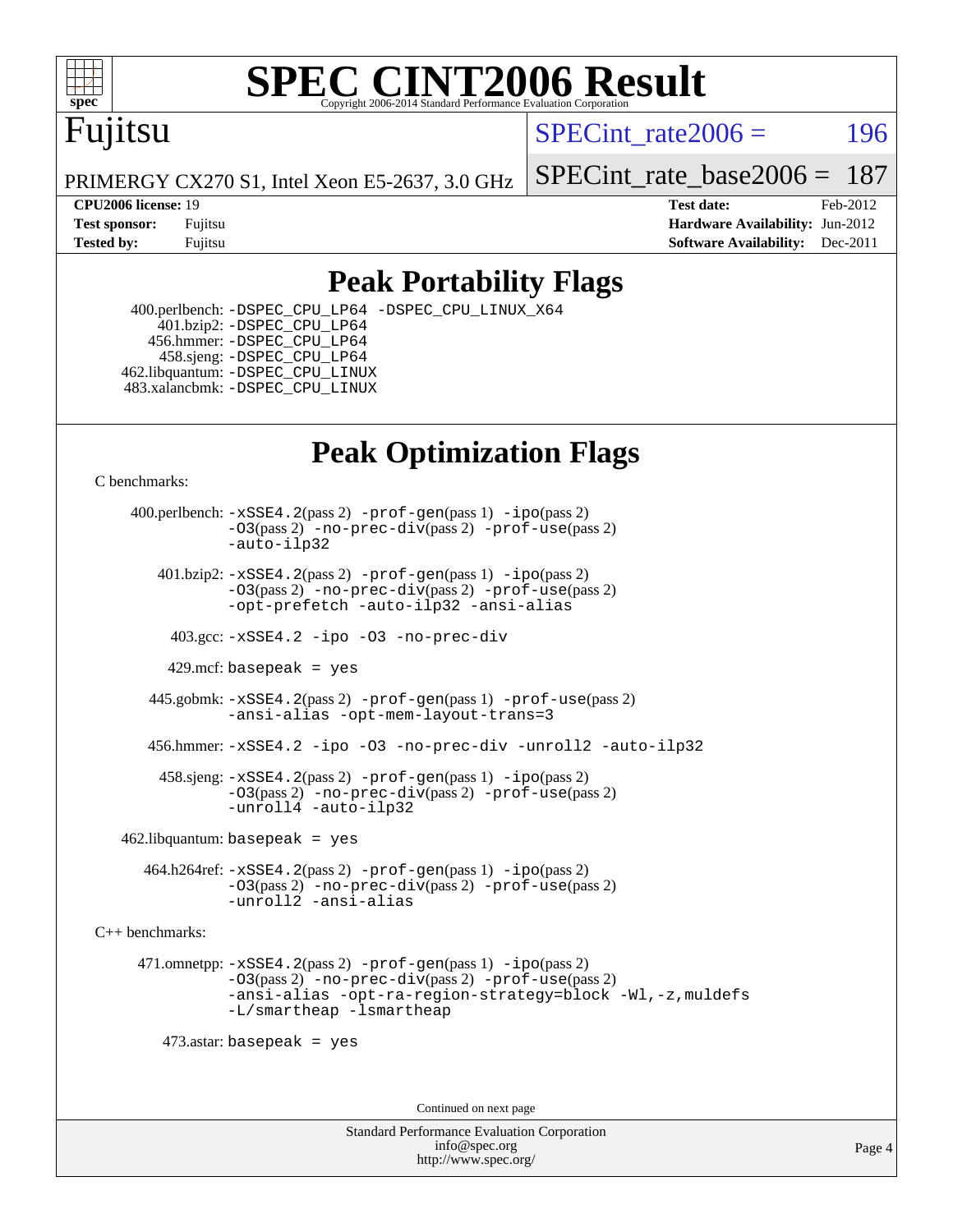# SPEC CINT2006 Result

Fujitsu

PRIMERGY CX270 S1, Intel Xeon E5-2637, 3.0 GHz

SPECint_rate2006 = 196

SPECint_rate_base2006 = 187

**CPU2006 license:** 19
**Test sponsor:** Fujitsu
**Tested by:** Fujitsu

**Test date:** Feb-2012
**Hardware Availability:** Jun-2012
**Software Availability:** Dec-2011

## Peak Portability Flags

400.perlbench: `-DSPEC_CPU_LP64 -DSPEC_CPU_LINUX_X64`
401.bzip2: `-DSPEC_CPU_LP64`
456.hmmer: `-DSPEC_CPU_LP64`
458.sjeng: `-DSPEC_CPU_LP64`
462.libquantum: `-DSPEC_CPU_LINUX`
483.xalancbmk: `-DSPEC_CPU_LINUX`

## Peak Optimization Flags

C benchmarks:

400.perlbench: `-xSSE4.2`(pass 2) `-prof-gen`(pass 1) `-ipo`(pass 2) `-O3`(pass 2) `-no-prec-div`(pass 2) `-prof-use`(pass 2) `-auto-ilp32`

401.bzip2: `-xSSE4.2`(pass 2) `-prof-gen`(pass 1) `-ipo`(pass 2) `-O3`(pass 2) `-no-prec-div`(pass 2) `-prof-use`(pass 2) `-opt-prefetch -auto-ilp32 -ansi-alias`

403.gcc: `-xSSE4.2 -ipo -O3 -no-prec-div`

429.mcf: basepeak = yes

445.gobmk: `-xSSE4.2`(pass 2) `-prof-gen`(pass 1) `-prof-use`(pass 2) `-ansi-alias -opt-mem-layout-trans=3`

456.hmmer: `-xSSE4.2 -ipo -O3 -no-prec-div -unroll2 -auto-ilp32`

458.sjeng: `-xSSE4.2`(pass 2) `-prof-gen`(pass 1) `-ipo`(pass 2) `-O3`(pass 2) `-no-prec-div`(pass 2) `-prof-use`(pass 2) `-unroll4 -auto-ilp32`

462.libquantum: basepeak = yes

464.h264ref: `-xSSE4.2`(pass 2) `-prof-gen`(pass 1) `-ipo`(pass 2) `-O3`(pass 2) `-no-prec-div`(pass 2) `-prof-use`(pass 2) `-unroll2 -ansi-alias`

C++ benchmarks:

471.omnetpp: `-xSSE4.2`(pass 2) `-prof-gen`(pass 1) `-ipo`(pass 2) `-O3`(pass 2) `-no-prec-div`(pass 2) `-prof-use`(pass 2) `-ansi-alias -opt-ra-region-strategy=block -Wl,-z,muldefs -L/smartheap -lsmartheap`

473.astar: basepeak = yes

Continued on next page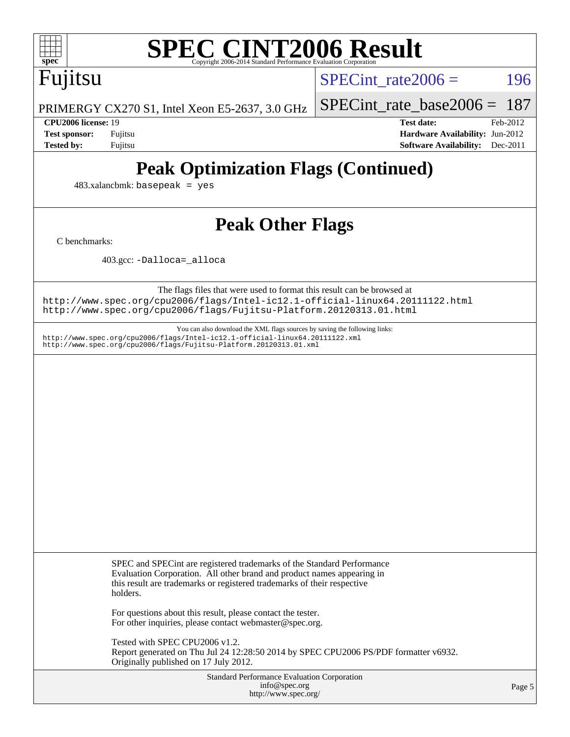# SPEC CINT2006 Result

Copyright 2006-2014 Standard Performance Evaluation Corporation

Fujitsu

PRIMERGY CX270 S1, Intel Xeon E5-2637, 3.0 GHz

SPECint_rate2006 = 196

SPECint_rate_base2006 = 187

| | | | |
|---|---|---|---|
| **CPU2006 license:** 19 | | **Test date:** | Feb-2012 |
| **Test sponsor:** | Fujitsu | **Hardware Availability:** | Jun-2012 |
| **Tested by:** | Fujitsu | **Software Availability:** | Dec-2011 |

## Peak Optimization Flags (Continued)

483.xalancbmk: `basepeak = yes`

## Peak Other Flags

C benchmarks:

403.gcc: `-Dalloca=_alloca`

The flags files that were used to format this result can be browsed at
http://www.spec.org/cpu2006/flags/Intel-ic12.1-official-linux64.20111122.html
http://www.spec.org/cpu2006/flags/Fujitsu-Platform.20120313.01.html

You can also download the XML flags sources by saving the following links:
http://www.spec.org/cpu2006/flags/Intel-ic12.1-official-linux64.20111122.xml
http://www.spec.org/cpu2006/flags/Fujitsu-Platform.20120313.01.xml

SPEC and SPECint are registered trademarks of the Standard Performance Evaluation Corporation. All other brand and product names appearing in this result are trademarks or registered trademarks of their respective holders.

For questions about this result, please contact the tester.
For other inquiries, please contact webmaster@spec.org.

Tested with SPEC CPU2006 v1.2.
Report generated on Thu Jul 24 12:28:50 2014 by SPEC CPU2006 PS/PDF formatter v6932.
Originally published on 17 July 2012.

Standard Performance Evaluation Corporation
info@spec.org
http://www.spec.org/